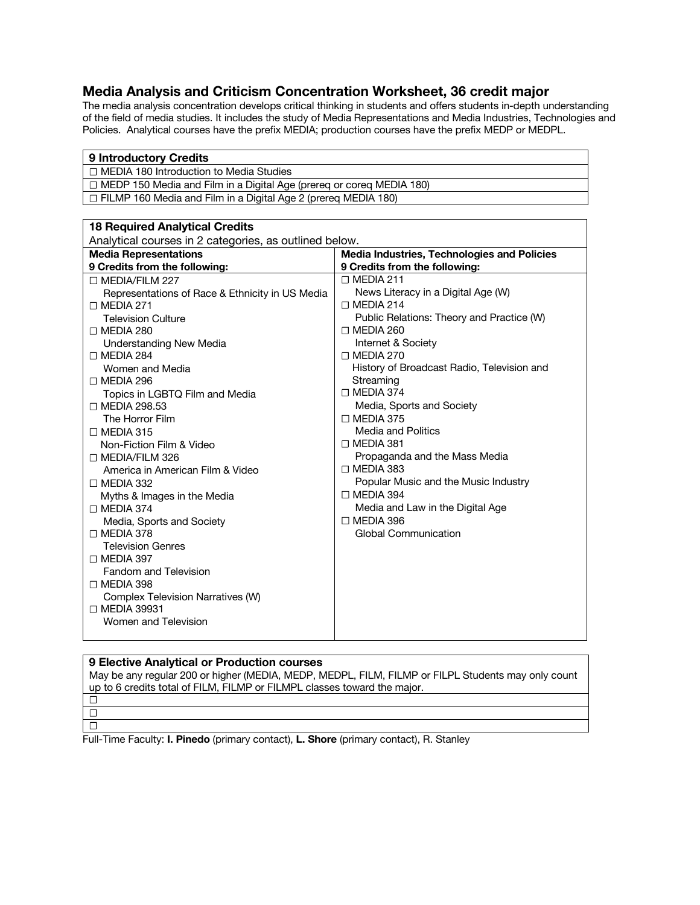## Media Analysis and Criticism Concentration Worksheet, 36 credit major

The media analysis concentration develops critical thinking in students and offers students in-depth understanding of the field of media studies. It includes the study of Media Representations and Media Industries, Technologies and Policies. Analytical courses have the prefix MEDIA; production courses have the prefix MEDP or MEDPL.

| **9 Introductory Credits** |
| --- |
| ☐ MEDIA 180 Introduction to Media Studies |
| ☐ MEDP 150 Media and Film in a Digital Age (prereq or coreq MEDIA 180) |
| ☐ FILMP 160 Media and Film in a Digital Age 2 (prereq MEDIA 180) |

**18 Required Analytical Credits**

Analytical courses in 2 categories, as outlined below.

| **Media Representations 9 Credits from the following:** | **Media Industries, Technologies and Policies 9 Credits from the following:** |
| --- | --- |
| ☐ MEDIA/FILM 227 Representations of Race & Ethnicity in US Media | ☐ MEDIA 211 News Literacy in a Digital Age (W) |
| ☐ MEDIA 271 Television Culture | ☐ MEDIA 214 Public Relations: Theory and Practice (W) |
| ☐ MEDIA 280 Understanding New Media | ☐ MEDIA 260 Internet & Society |
| ☐ MEDIA 284 Women and Media | ☐ MEDIA 270 History of Broadcast Radio, Television and Streaming |
| ☐ MEDIA 296 Topics in LGBTQ Film and Media | ☐ MEDIA 374 Media, Sports and Society |
| ☐ MEDIA 298.53 The Horror Film | ☐ MEDIA 375 Media and Politics |
| ☐ MEDIA 315 Non-Fiction Film & Video | ☐ MEDIA 381 Propaganda and the Mass Media |
| ☐ MEDIA/FILM 326 America in American Film & Video | ☐ MEDIA 383 Popular Music and the Music Industry |
| ☐ MEDIA 332 Myths & Images in the Media | ☐ MEDIA 394 Media and Law in the Digital Age |
| ☐ MEDIA 374 Media, Sports and Society | ☐ MEDIA 396 Global Communication |
| ☐ MEDIA 378 Television Genres | |
| ☐ MEDIA 397 Fandom and Television | |
| ☐ MEDIA 398 Complex Television Narratives (W) | |
| ☐ MEDIA 39931 Women and Television | |

| **9 Elective Analytical or Production courses** May be any regular 200 or higher (MEDIA, MEDP, MEDPL, FILM, FILMP or FILPL Students may only count up to 6 credits total of FILM, FILMP or FILMPL classes toward the major. |
| --- |
| ☐ |
| ☐ |
| ☐ |

Full-Time Faculty: **I. Pinedo** (primary contact), **L. Shore** (primary contact), R. Stanley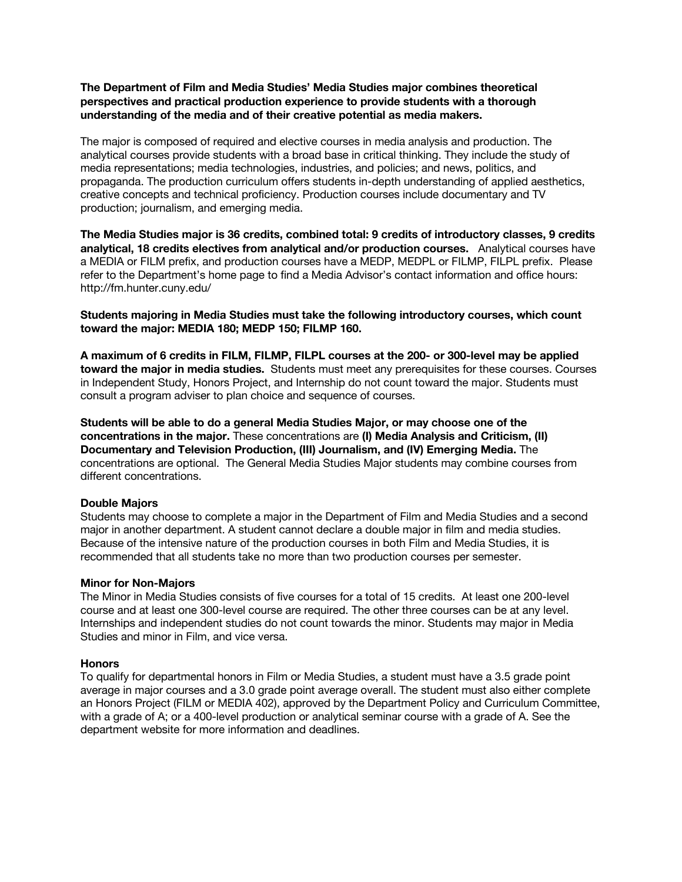**The Department of Film and Media Studies' Media Studies major combines theoretical perspectives and practical production experience to provide students with a thorough understanding of the media and of their creative potential as media makers.**

The major is composed of required and elective courses in media analysis and production. The analytical courses provide students with a broad base in critical thinking. They include the study of media representations; media technologies, industries, and policies; and news, politics, and propaganda. The production curriculum offers students in-depth understanding of applied aesthetics, creative concepts and technical proficiency. Production courses include documentary and TV production; journalism, and emerging media.

**The Media Studies major is 36 credits, combined total: 9 credits of introductory classes, 9 credits analytical, 18 credits electives from analytical and/or production courses.** Analytical courses have a MEDIA or FILM prefix, and production courses have a MEDP, MEDPL or FILMP, FILPL prefix. Please refer to the Department's home page to find a Media Advisor's contact information and office hours: http://fm.hunter.cuny.edu/

**Students majoring in Media Studies must take the following introductory courses, which count toward the major: MEDIA 180; MEDP 150; FILMP 160.**

**A maximum of 6 credits in FILM, FILMP, FILPL courses at the 200- or 300-level may be applied toward the major in media studies.** Students must meet any prerequisites for these courses. Courses in Independent Study, Honors Project, and Internship do not count toward the major. Students must consult a program adviser to plan choice and sequence of courses.

**Students will be able to do a general Media Studies Major, or may choose one of the concentrations in the major.** These concentrations are **(I) Media Analysis and Criticism, (II) Documentary and Television Production, (III) Journalism, and (IV) Emerging Media.** The concentrations are optional. The General Media Studies Major students may combine courses from different concentrations.

### Double Majors

Students may choose to complete a major in the Department of Film and Media Studies and a second major in another department. A student cannot declare a double major in film and media studies. Because of the intensive nature of the production courses in both Film and Media Studies, it is recommended that all students take no more than two production courses per semester.

### Minor for Non-Majors

The Minor in Media Studies consists of five courses for a total of 15 credits. At least one 200-level course and at least one 300-level course are required. The other three courses can be at any level. Internships and independent studies do not count towards the minor. Students may major in Media Studies and minor in Film, and vice versa.

### Honors

To qualify for departmental honors in Film or Media Studies, a student must have a 3.5 grade point average in major courses and a 3.0 grade point average overall. The student must also either complete an Honors Project (FILM or MEDIA 402), approved by the Department Policy and Curriculum Committee, with a grade of A; or a 400-level production or analytical seminar course with a grade of A. See the department website for more information and deadlines.